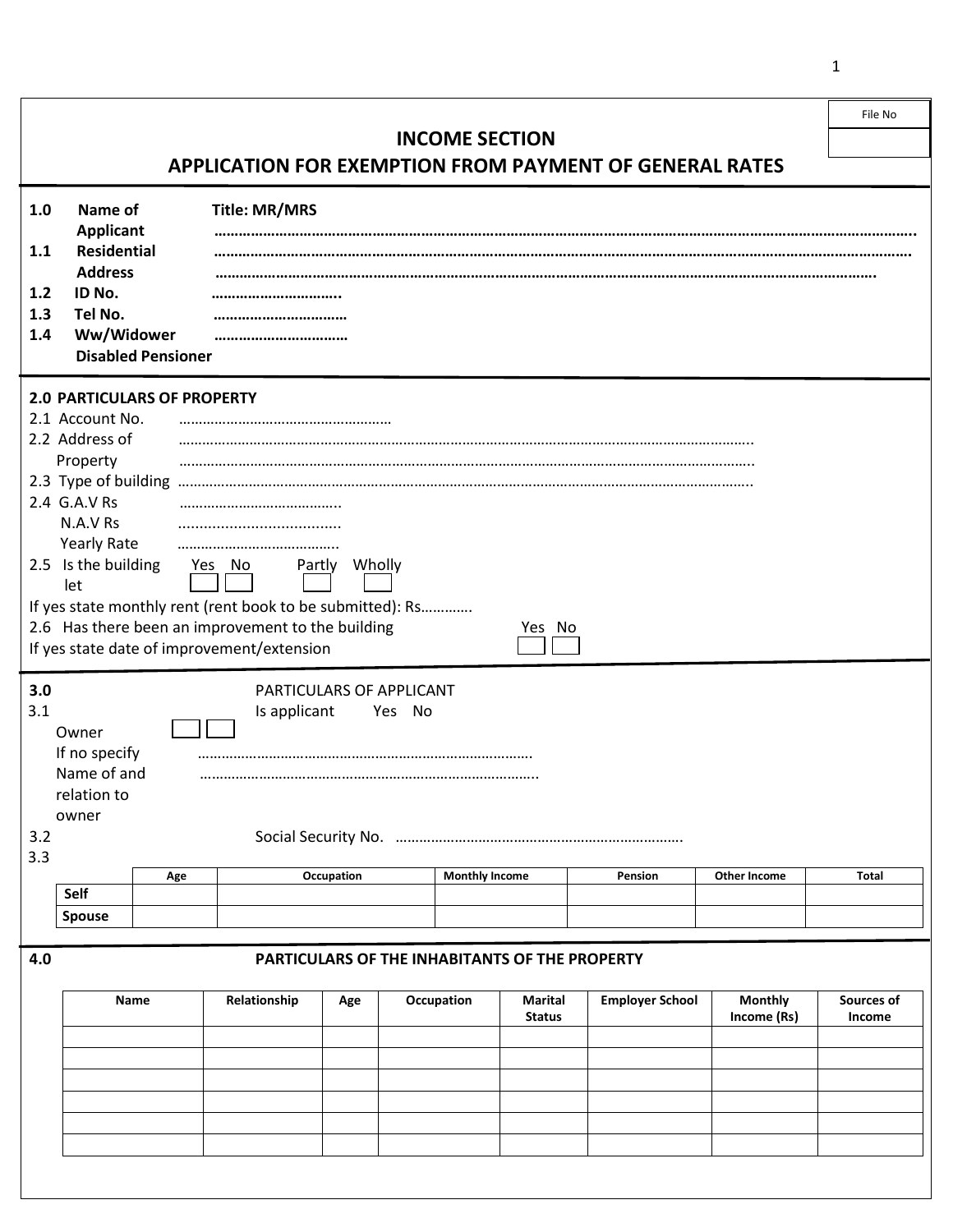File No

# INCOME SECTION

## APPLICATION FOR EXEMPTION FROM PAYMENT OF GENERAL RATES

**1.0 Name of Applicant** **Title: MR/MRS** ……………………………………………………………………………………………………………………………

**1.1 Residential Address** ……………………………………………………………………………………………………………………………
……………………………………………………………………………………………………………………………

**1.2 ID No.** …………………………..

**1.3 Tel No.** ……………………………

**1.4 Ww/Widower Disabled Pensioner** ……………………………

**2.0 PARTICULARS OF PROPERTY**

2.1 Account No. ………………………………………………

2.2 Address of Property ……………………………………………………………………………………………………………………
……………………………………………………………………………………………………………………

2.3 Type of building ……………………………………………………………………………………………………………………

2.4 G.A.V Rs …………………………………..
N.A.V Rs ......................................
Yearly Rate …………………………………..

2.5 Is the building let Yes ☐ No ☐ Partly ☐ Wholly ☐

If yes state monthly rent (rent book to be submitted): Rs………….

2.6 Has there been an improvement to the building Yes ☐ No ☐

If yes state date of improvement/extension

**3.0** PARTICULARS OF APPLICANT

3.1 Is applicant Owner Yes ☐ No ☐

If no specify Name of and relation to owner ……………………………………………………………………………
……………………………………………………………………………

3.2 Social Security No. ………………………………………………………………

3.3

| | Age | Occupation | Monthly Income | Pension | Other Income | Total |
|---|---|---|---|---|---|---|
| **Self** | | | | | | |
| **Spouse** | | | | | | |

**4.0 PARTICULARS OF THE INHABITANTS OF THE PROPERTY**

| Name | Relationship | Age | Occupation | Marital Status | Employer School | Monthly Income (Rs) | Sources of Income |
|---|---|---|---|---|---|---|---|
| | | | | | | | |
| | | | | | | | |
| | | | | | | | |
| | | | | | | | |
| | | | | | | | |
| | | | | | | | |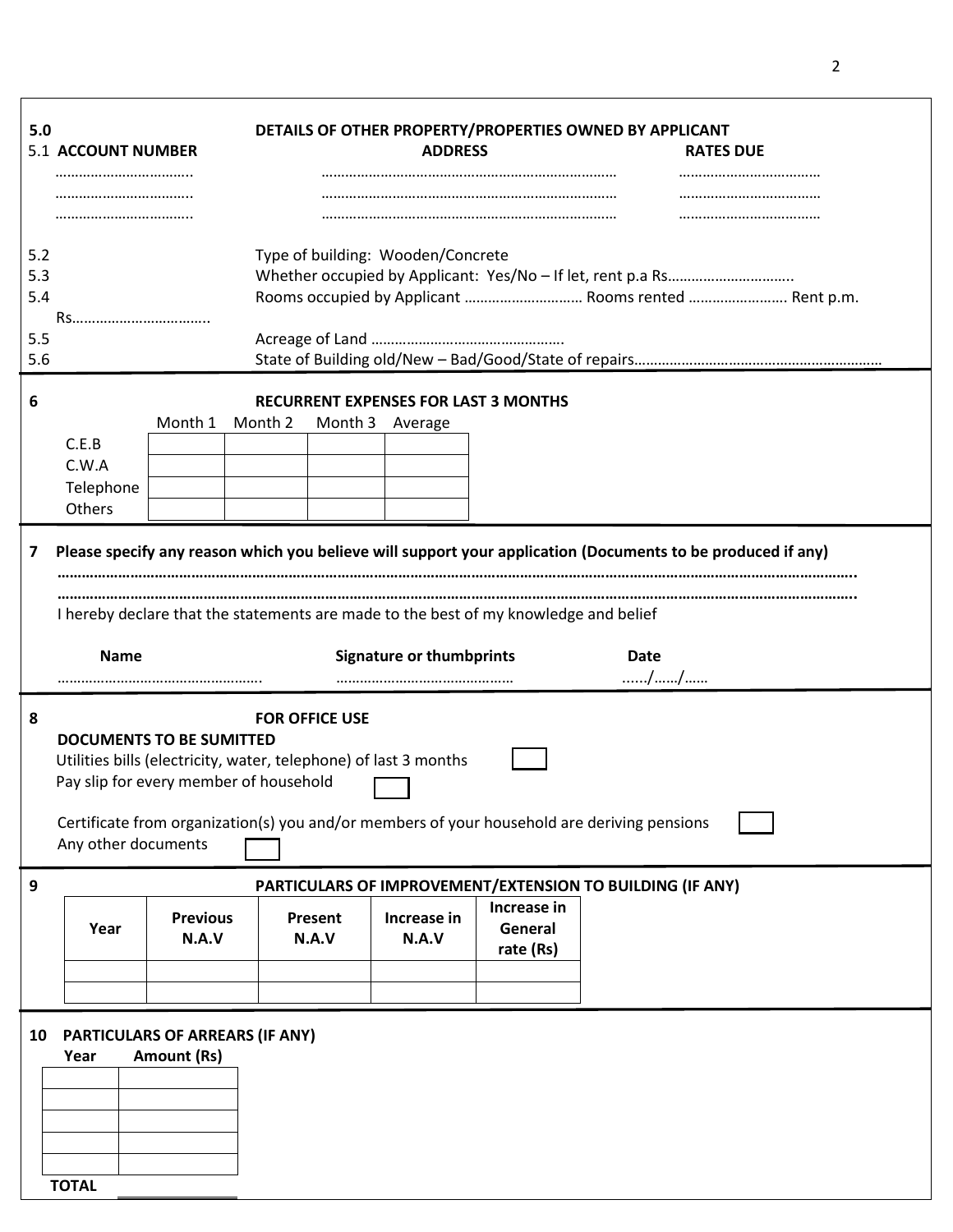## 5.0 DETAILS OF OTHER PROPERTY/PROPERTIES OWNED BY APPLICANT

| 5.1 ACCOUNT NUMBER | ADDRESS | RATES DUE |
|---|---|---|
| …………………………….. | ……………………………………………………………… | ……………………………… |
| …………………………….. | ……………………………………………………………… | ……………………………… |
| …………………………….. | ……………………………………………………………… | ……………………………… |

5.2 Type of building: Wooden/Concrete

5.3 Whether occupied by Applicant: Yes/No – If let, rent p.a Rs…………………………..

5.4 Rooms occupied by Applicant ……………………….. Rooms rented ……………………. Rent p.m. Rs……………………………..

5.5 Acreage of Land ………………………………………….

5.6 State of Building old/New – Bad/Good/State of repairs………………………………………………………

## 6 RECURRENT EXPENSES FOR LAST 3 MONTHS

| | Month 1 | Month 2 | Month 3 | Average |
|---|---|---|---|---|
| C.E.B | | | | |
| C.W.A | | | | |
| Telephone | | | | |
| Others | | | | |

## 7 Please specify any reason which you believe will support your application (Documents to be produced if any)

**…………………………………………………………………………………………………………………………………………………………………………..**

**…………………………………………………………………………………………………………………………………………………………………………..**

I hereby declare that the statements are made to the best of my knowledge and belief

| Name | Signature or thumbprints | Date |
|---|---|---|
| ……………………………………………. | ……………………………………… | ....../……/…… |

## 8 FOR OFFICE USE

**DOCUMENTS TO BE SUMITTED**

Utilities bills (electricity, water, telephone) of last 3 months ☐

Pay slip for every member of household ☐

Certificate from organization(s) you and/or members of your household are deriving pensions ☐

Any other documents ☐

## 9 PARTICULARS OF IMPROVEMENT/EXTENSION TO BUILDING (IF ANY)

| Year | Previous N.A.V | Present N.A.V | Increase in N.A.V | Increase in General rate (Rs) |
|---|---|---|---|---|
| | | | | |
| | | | | |

## 10 PARTICULARS OF ARREARS (IF ANY)

| Year | Amount (Rs) |
|---|---|
| | |
| | |
| | |
| | |
| | |
| **TOTAL** | |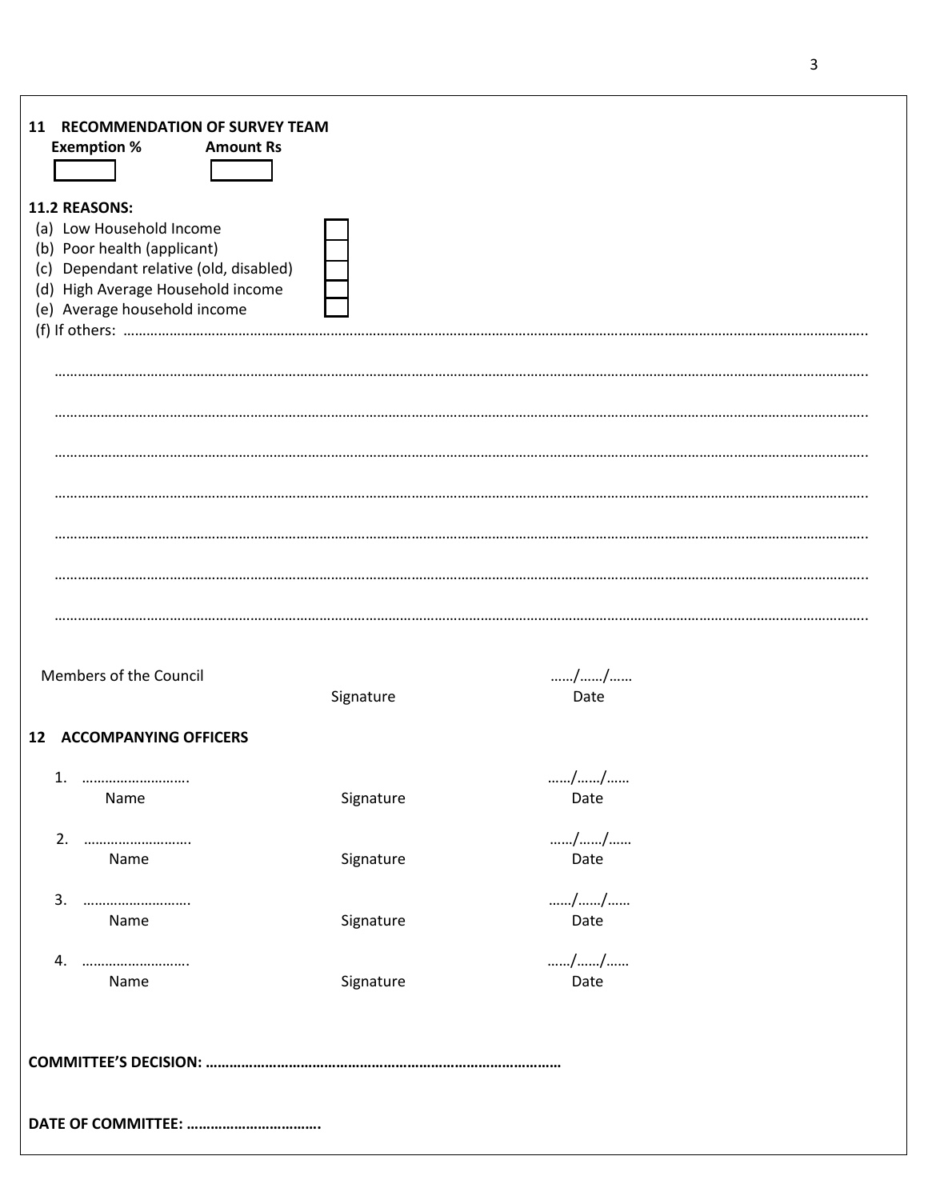## 11 RECOMMENDATION OF SURVEY TEAM

| **Exemption %** | **Amount Rs** |
|---|---|
| | |

**11.2 REASONS:**

(a) Low Household Income ☐
(b) Poor health (applicant) ☐
(c) Dependant relative (old, disabled) ☐
(d) High Average Household income ☐
(e) Average household income ☐
(f) If others: ……………………………………………………………………………………………………………………………………………………

……………………………………………………………………………………………………………………………………………………………

……………………………………………………………………………………………………………………………………………………………

……………………………………………………………………………………………………………………………………………………………

……………………………………………………………………………………………………………………………………………………………

……………………………………………………………………………………………………………………………………………………………

……………………………………………………………………………………………………………………………………………………………

……………………………………………………………………………………………………………………………………………………………

| | | |
|---|---|---|
| Members of the Council | Signature | ……/……/…… Date |

## 12 ACCOMPANYING OFFICERS

| | | |
|---|---|---|
| 1. ……………………… Name | Signature | ……/……/…… Date |
| 2. ……………………… Name | Signature | ……/……/…… Date |
| 3. ……………………… Name | Signature | ……/……/…… Date |
| 4. ……………………… Name | Signature | ……/……/…… Date |

**COMMITTEE'S DECISION: ……………………………………………………………………………**

**DATE OF COMMITTEE: ……………………………..**